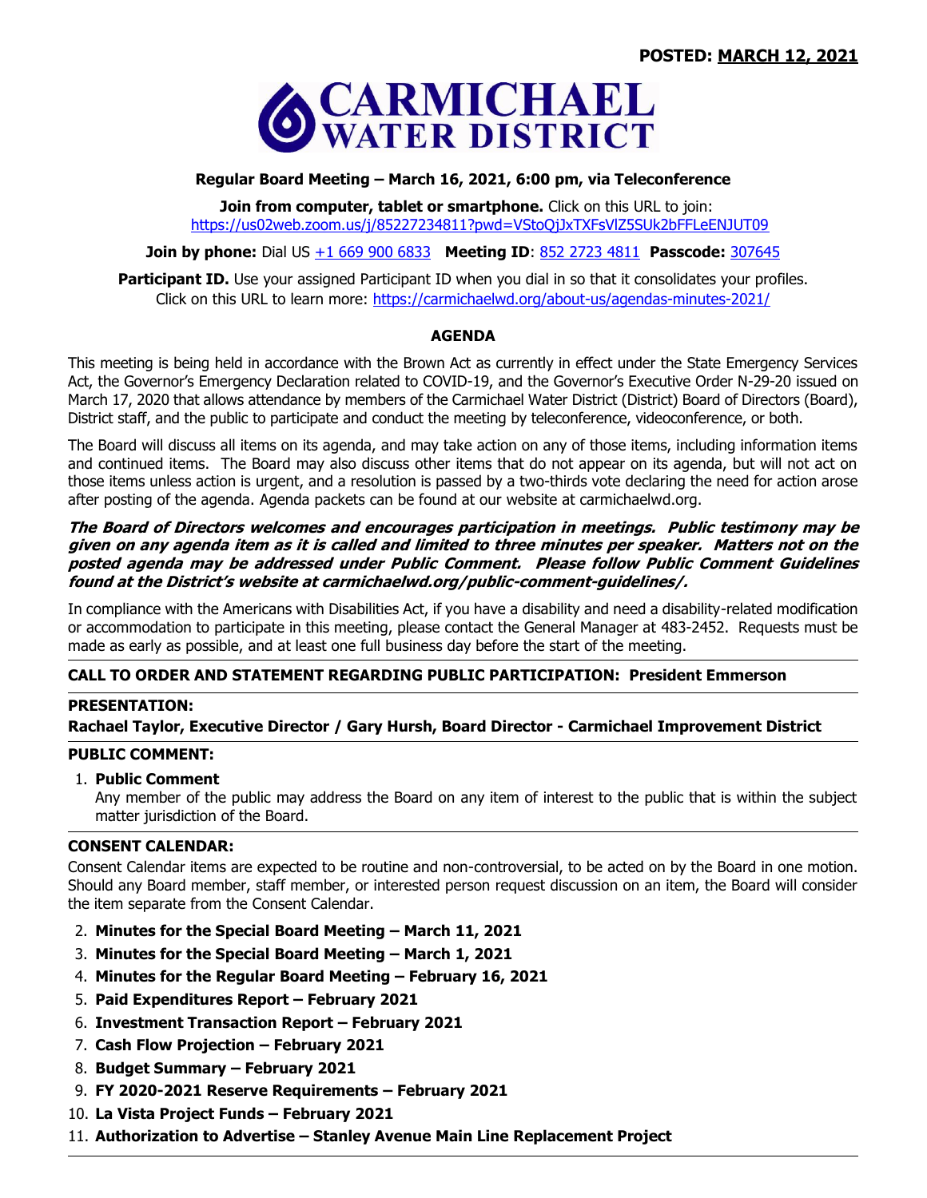**POSTED: MARCH 12, 2021**

# CARMICHAEL WATER DISTRICT

**Regular Board Meeting – March 16, 2021, 6:00 pm, via Teleconference**

**Join from computer, tablet or smartphone.** Click on this URL to join: https://us02web.zoom.us/j/85227234811?pwd=VStoQjJxTXFsVlZ5SUk2bFFLeENJUT09

**Join by phone:** Dial US +1 669 900 6833 **Meeting ID**: 852 2723 4811 **Passcode:** 307645

**Participant ID.** Use your assigned Participant ID when you dial in so that it consolidates your profiles. Click on this URL to learn more: https://carmichaelwd.org/about-us/agendas-minutes-2021/

## AGENDA

This meeting is being held in accordance with the Brown Act as currently in effect under the State Emergency Services Act, the Governor's Emergency Declaration related to COVID-19, and the Governor's Executive Order N-29-20 issued on March 17, 2020 that allows attendance by members of the Carmichael Water District (District) Board of Directors (Board), District staff, and the public to participate and conduct the meeting by teleconference, videoconference, or both.

The Board will discuss all items on its agenda, and may take action on any of those items, including information items and continued items. The Board may also discuss other items that do not appear on its agenda, but will not act on those items unless action is urgent, and a resolution is passed by a two-thirds vote declaring the need for action arose after posting of the agenda. Agenda packets can be found at our website at carmichaelwd.org.

***The Board of Directors welcomes and encourages participation in meetings. Public testimony may be given on any agenda item as it is called and limited to three minutes per speaker. Matters not on the posted agenda may be addressed under Public Comment. Please follow Public Comment Guidelines found at the District's website at carmichaelwd.org/public-comment-guidelines/.***

In compliance with the Americans with Disabilities Act, if you have a disability and need a disability-related modification or accommodation to participate in this meeting, please contact the General Manager at 483-2452. Requests must be made as early as possible, and at least one full business day before the start of the meeting.

**CALL TO ORDER AND STATEMENT REGARDING PUBLIC PARTICIPATION: President Emmerson**

**PRESENTATION:**
**Rachael Taylor, Executive Director / Gary Hursh, Board Director - Carmichael Improvement District**

**PUBLIC COMMENT:**

1. **Public Comment**
   Any member of the public may address the Board on any item of interest to the public that is within the subject matter jurisdiction of the Board.

**CONSENT CALENDAR:**

Consent Calendar items are expected to be routine and non-controversial, to be acted on by the Board in one motion. Should any Board member, staff member, or interested person request discussion on an item, the Board will consider the item separate from the Consent Calendar.

2. **Minutes for the Special Board Meeting – March 11, 2021**
3. **Minutes for the Special Board Meeting – March 1, 2021**
4. **Minutes for the Regular Board Meeting – February 16, 2021**
5. **Paid Expenditures Report – February 2021**
6. **Investment Transaction Report – February 2021**
7. **Cash Flow Projection – February 2021**
8. **Budget Summary – February 2021**
9. **FY 2020-2021 Reserve Requirements – February 2021**
10. **La Vista Project Funds – February 2021**
11. **Authorization to Advertise – Stanley Avenue Main Line Replacement Project**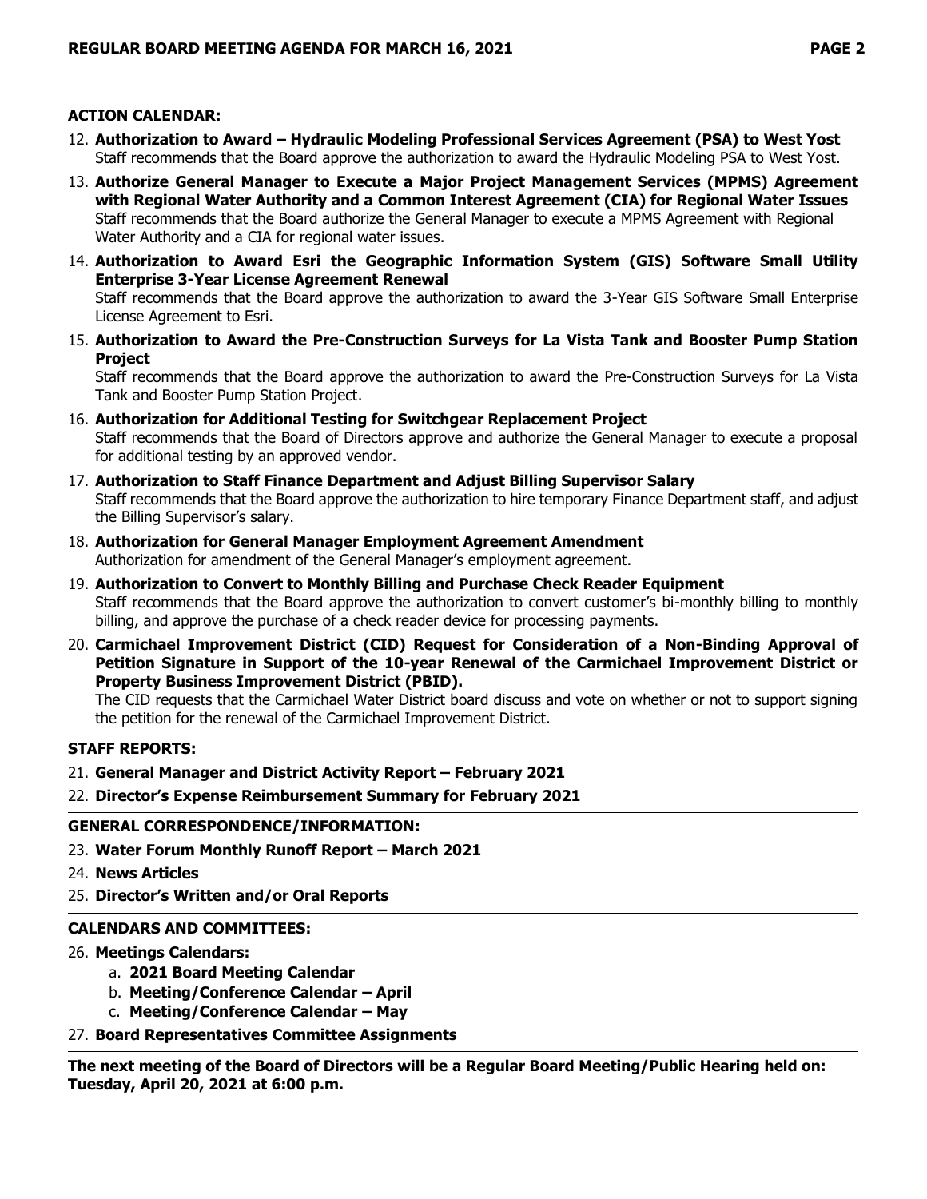**ACTION CALENDAR:**

12. **Authorization to Award – Hydraulic Modeling Professional Services Agreement (PSA) to West Yost**
    Staff recommends that the Board approve the authorization to award the Hydraulic Modeling PSA to West Yost.
13. **Authorize General Manager to Execute a Major Project Management Services (MPMS) Agreement with Regional Water Authority and a Common Interest Agreement (CIA) for Regional Water Issues**
    Staff recommends that the Board authorize the General Manager to execute a MPMS Agreement with Regional Water Authority and a CIA for regional water issues.
14. **Authorization to Award Esri the Geographic Information System (GIS) Software Small Utility Enterprise 3-Year License Agreement Renewal**
    Staff recommends that the Board approve the authorization to award the 3-Year GIS Software Small Enterprise License Agreement to Esri.
15. **Authorization to Award the Pre-Construction Surveys for La Vista Tank and Booster Pump Station Project**
    Staff recommends that the Board approve the authorization to award the Pre-Construction Surveys for La Vista Tank and Booster Pump Station Project.
16. **Authorization for Additional Testing for Switchgear Replacement Project**
    Staff recommends that the Board of Directors approve and authorize the General Manager to execute a proposal for additional testing by an approved vendor.
17. **Authorization to Staff Finance Department and Adjust Billing Supervisor Salary**
    Staff recommends that the Board approve the authorization to hire temporary Finance Department staff, and adjust the Billing Supervisor's salary.
18. **Authorization for General Manager Employment Agreement Amendment**
    Authorization for amendment of the General Manager's employment agreement.
19. **Authorization to Convert to Monthly Billing and Purchase Check Reader Equipment**
    Staff recommends that the Board approve the authorization to convert customer's bi-monthly billing to monthly billing, and approve the purchase of a check reader device for processing payments.
20. **Carmichael Improvement District (CID) Request for Consideration of a Non-Binding Approval of Petition Signature in Support of the 10-year Renewal of the Carmichael Improvement District or Property Business Improvement District (PBID).**
    The CID requests that the Carmichael Water District board discuss and vote on whether or not to support signing the petition for the renewal of the Carmichael Improvement District.

**STAFF REPORTS:**

21. **General Manager and District Activity Report – February 2021**
22. **Director's Expense Reimbursement Summary for February 2021**

**GENERAL CORRESPONDENCE/INFORMATION:**

23. **Water Forum Monthly Runoff Report – March 2021**
24. **News Articles**
25. **Director's Written and/or Oral Reports**

**CALENDARS AND COMMITTEES:**

26. **Meetings Calendars:**
    a. **2021 Board Meeting Calendar**
    b. **Meeting/Conference Calendar – April**
    c. **Meeting/Conference Calendar – May**
27. **Board Representatives Committee Assignments**

**The next meeting of the Board of Directors will be a Regular Board Meeting/Public Hearing held on: Tuesday, April 20, 2021 at 6:00 p.m.**